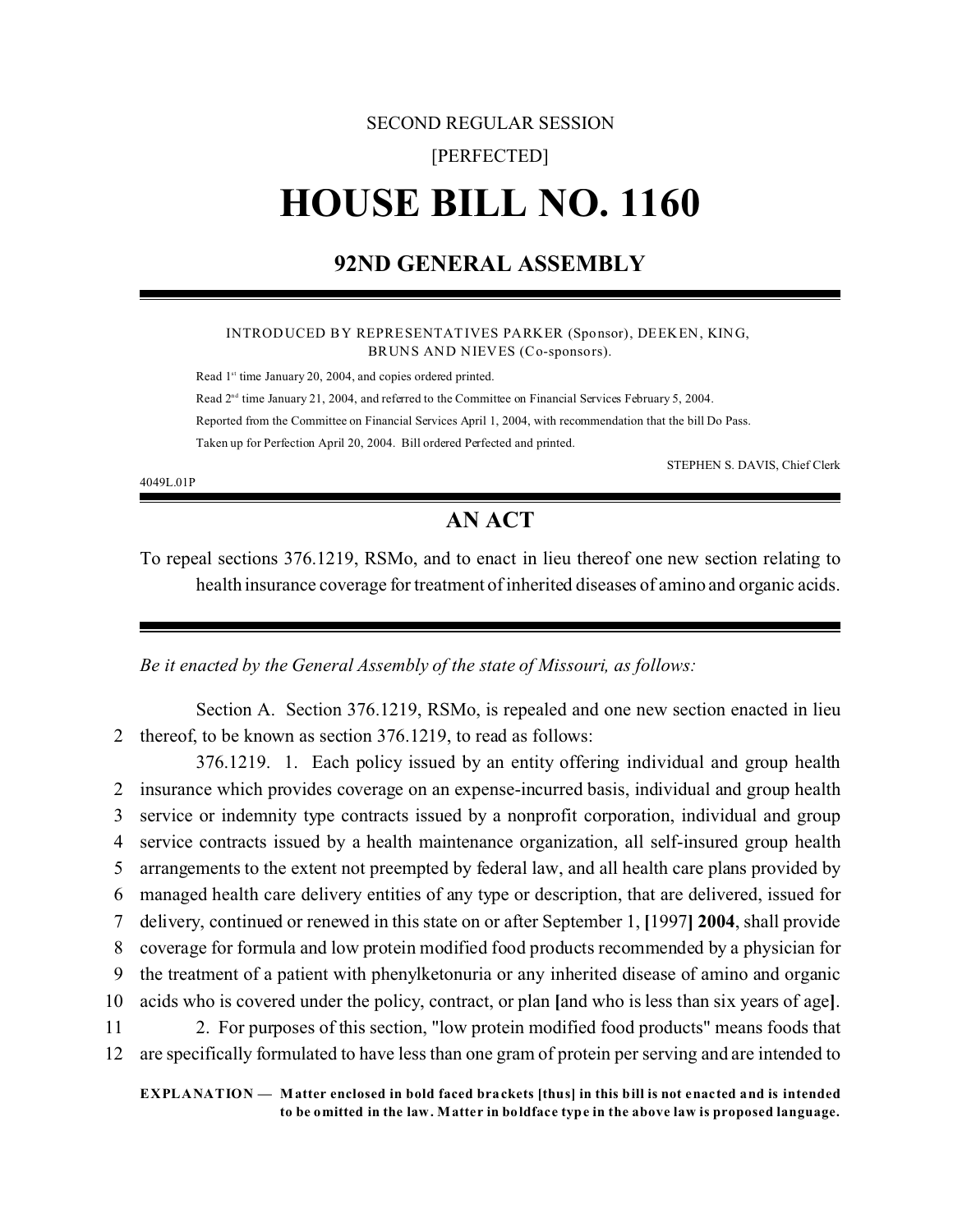SECOND REGULAR SESSION

[PERFECTED]

# HOUSE BILL NO. 1160

## 92ND GENERAL ASSEMBLY

INTRODUCED BY REPRESENTATIVES PARKER (Sponsor), DEEKEN, KING, BRUNS AND NIEVES (Co-sponsors).

Read 1st time January 20, 2004, and copies ordered printed.

Read 2nd time January 21, 2004, and referred to the Committee on Financial Services February 5, 2004.

Reported from the Committee on Financial Services April 1, 2004, with recommendation that the bill Do Pass.

Taken up for Perfection April 20, 2004. Bill ordered Perfected and printed.

STEPHEN S. DAVIS, Chief Clerk

4049L.01P

## AN ACT

To repeal sections 376.1219, RSMo, and to enact in lieu thereof one new section relating to health insurance coverage for treatment of inherited diseases of amino and organic acids.

*Be it enacted by the General Assembly of the state of Missouri, as follows:*

Section A. Section 376.1219, RSMo, is repealed and one new section enacted in lieu
2 thereof, to be known as section 376.1219, to read as follows:

376.1219. 1. Each policy issued by an entity offering individual and group health
2 insurance which provides coverage on an expense-incurred basis, individual and group health
3 service or indemnity type contracts issued by a nonprofit corporation, individual and group
4 service contracts issued by a health maintenance organization, all self-insured group health
5 arrangements to the extent not preempted by federal law, and all health care plans provided by
6 managed health care delivery entities of any type or description, that are delivered, issued for
7 delivery, continued or renewed in this state on or after September 1, **[**1997**]** **2004**, shall provide
8 coverage for formula and low protein modified food products recommended by a physician for
9 the treatment of a patient with phenylketonuria or any inherited disease of amino and organic
10 acids who is covered under the policy, contract, or plan **[**and who is less than six years of age**]**.
11 2. For purposes of this section, "low protein modified food products" means foods that
12 are specifically formulated to have less than one gram of protein per serving and are intended to

**EXPLANATION — Matter enclosed in bold faced brackets [thus] in this bill is not enacted and is intended to be omitted in the law. Matter in boldface type in the above law is proposed language.**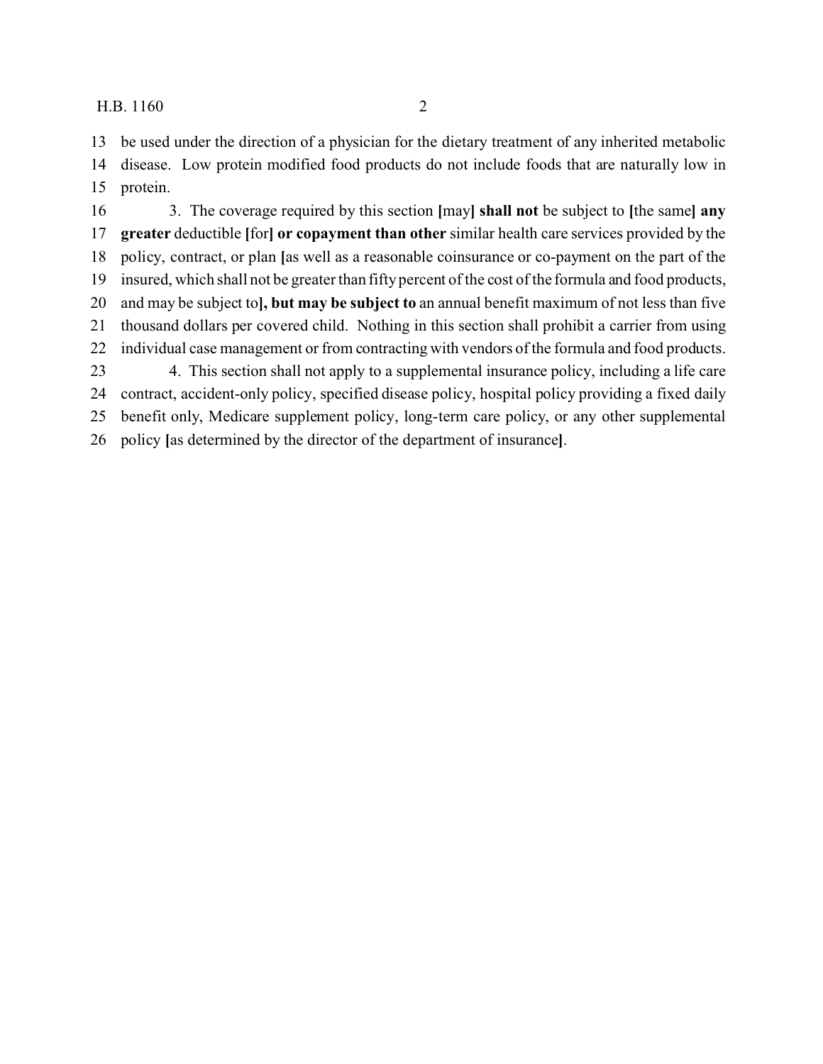13 be used under the direction of a physician for the dietary treatment of any inherited metabolic
14 disease. Low protein modified food products do not include foods that are naturally low in
15 protein.

16 3. The coverage required by this section [may] **shall not** be subject to [the same] **any**
17 **greater** deductible [for] **or copayment than other** similar health care services provided by the
18 policy, contract, or plan [as well as a reasonable coinsurance or co-payment on the part of the
19 insured, which shall not be greater than fifty percent of the cost of the formula and food products,
20 and may be subject to]**, but may be subject to** an annual benefit maximum of not less than five
21 thousand dollars per covered child. Nothing in this section shall prohibit a carrier from using
22 individual case management or from contracting with vendors of the formula and food products.

23 4. This section shall not apply to a supplemental insurance policy, including a life care
24 contract, accident-only policy, specified disease policy, hospital policy providing a fixed daily
25 benefit only, Medicare supplement policy, long-term care policy, or any other supplemental
26 policy [as determined by the director of the department of insurance].